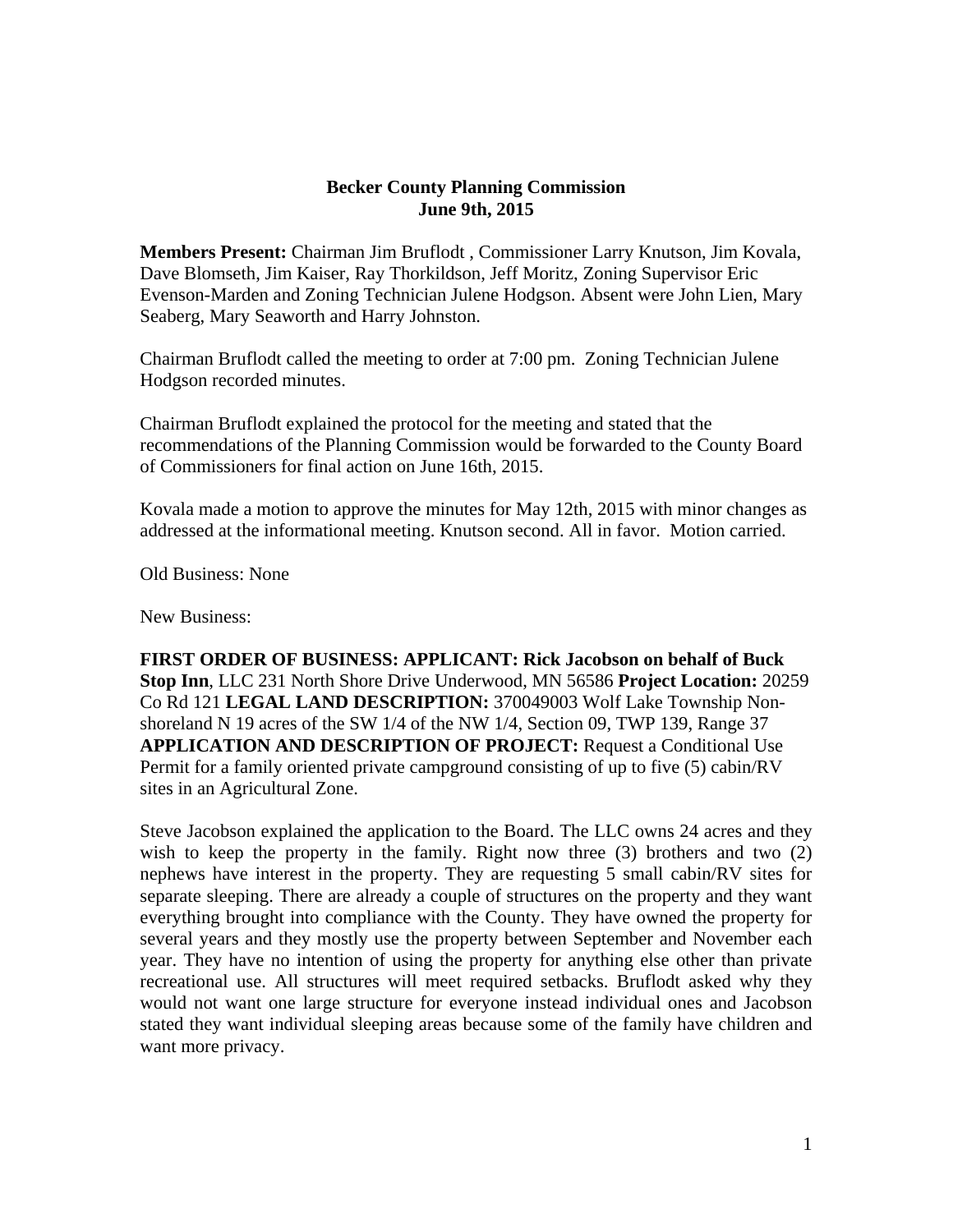**Becker County Planning Commission**
**June 9th, 2015**

**Members Present:** Chairman Jim Bruflodt , Commissioner Larry Knutson, Jim Kovala, Dave Blomseth, Jim Kaiser, Ray Thorkildson, Jeff Moritz, Zoning Supervisor Eric Evenson-Marden and Zoning Technician Julene Hodgson. Absent were John Lien, Mary Seaberg, Mary Seaworth and Harry Johnston.

Chairman Bruflodt called the meeting to order at 7:00 pm. Zoning Technician Julene Hodgson recorded minutes.

Chairman Bruflodt explained the protocol for the meeting and stated that the recommendations of the Planning Commission would be forwarded to the County Board of Commissioners for final action on June 16th, 2015.

Kovala made a motion to approve the minutes for May 12th, 2015 with minor changes as addressed at the informational meeting. Knutson second. All in favor. Motion carried.

Old Business: None

New Business:

**FIRST ORDER OF BUSINESS: APPLICANT: Rick Jacobson on behalf of Buck Stop Inn**, LLC 231 North Shore Drive Underwood, MN 56586 **Project Location:** 20259 Co Rd 121 **LEGAL LAND DESCRIPTION:** 370049003 Wolf Lake Township Non-shoreland N 19 acres of the SW 1/4 of the NW 1/4, Section 09, TWP 139, Range 37 **APPLICATION AND DESCRIPTION OF PROJECT:** Request a Conditional Use Permit for a family oriented private campground consisting of up to five (5) cabin/RV sites in an Agricultural Zone.

Steve Jacobson explained the application to the Board. The LLC owns 24 acres and they wish to keep the property in the family. Right now three (3) brothers and two (2) nephews have interest in the property. They are requesting 5 small cabin/RV sites for separate sleeping. There are already a couple of structures on the property and they want everything brought into compliance with the County. They have owned the property for several years and they mostly use the property between September and November each year. They have no intention of using the property for anything else other than private recreational use. All structures will meet required setbacks. Bruflodt asked why they would not want one large structure for everyone instead individual ones and Jacobson stated they want individual sleeping areas because some of the family have children and want more privacy.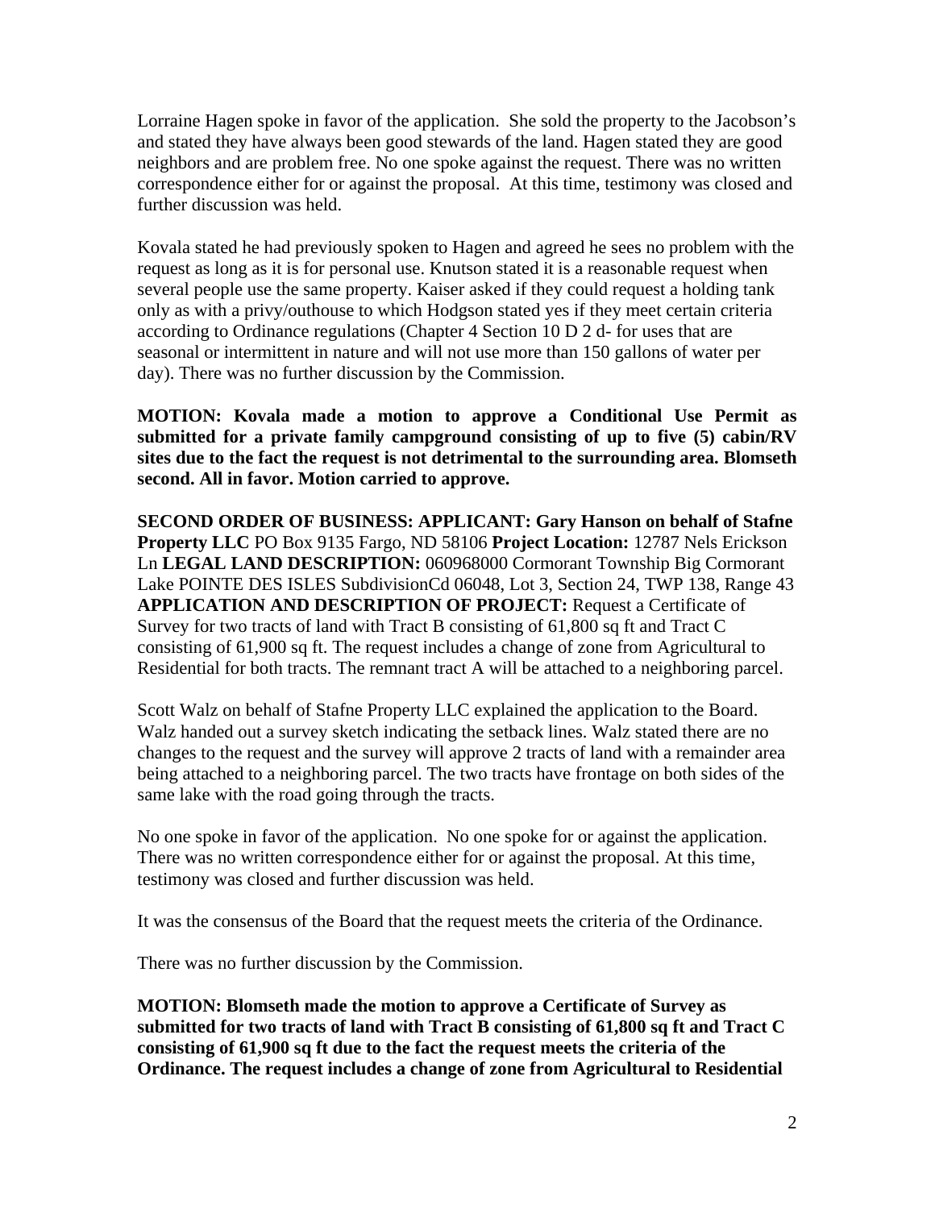Lorraine Hagen spoke in favor of the application. She sold the property to the Jacobson's and stated they have always been good stewards of the land. Hagen stated they are good neighbors and are problem free. No one spoke against the request. There was no written correspondence either for or against the proposal. At this time, testimony was closed and further discussion was held.

Kovala stated he had previously spoken to Hagen and agreed he sees no problem with the request as long as it is for personal use. Knutson stated it is a reasonable request when several people use the same property. Kaiser asked if they could request a holding tank only as with a privy/outhouse to which Hodgson stated yes if they meet certain criteria according to Ordinance regulations (Chapter 4 Section 10 D 2 d- for uses that are seasonal or intermittent in nature and will not use more than 150 gallons of water per day). There was no further discussion by the Commission.

**MOTION: Kovala made a motion to approve a Conditional Use Permit as submitted for a private family campground consisting of up to five (5) cabin/RV sites due to the fact the request is not detrimental to the surrounding area. Blomseth second. All in favor. Motion carried to approve.**

**SECOND ORDER OF BUSINESS: APPLICANT: Gary Hanson on behalf of Stafne Property LLC** PO Box 9135 Fargo, ND 58106 **Project Location:** 12787 Nels Erickson Ln **LEGAL LAND DESCRIPTION:** 060968000 Cormorant Township Big Cormorant Lake POINTE DES ISLES SubdivisionCd 06048, Lot 3, Section 24, TWP 138, Range 43 **APPLICATION AND DESCRIPTION OF PROJECT:** Request a Certificate of Survey for two tracts of land with Tract B consisting of 61,800 sq ft and Tract C consisting of 61,900 sq ft. The request includes a change of zone from Agricultural to Residential for both tracts. The remnant tract A will be attached to a neighboring parcel.

Scott Walz on behalf of Stafne Property LLC explained the application to the Board. Walz handed out a survey sketch indicating the setback lines. Walz stated there are no changes to the request and the survey will approve 2 tracts of land with a remainder area being attached to a neighboring parcel. The two tracts have frontage on both sides of the same lake with the road going through the tracts.

No one spoke in favor of the application. No one spoke for or against the application. There was no written correspondence either for or against the proposal. At this time, testimony was closed and further discussion was held.

It was the consensus of the Board that the request meets the criteria of the Ordinance.

There was no further discussion by the Commission.

**MOTION: Blomseth made the motion to approve a Certificate of Survey as submitted for two tracts of land with Tract B consisting of 61,800 sq ft and Tract C consisting of 61,900 sq ft due to the fact the request meets the criteria of the Ordinance. The request includes a change of zone from Agricultural to Residential**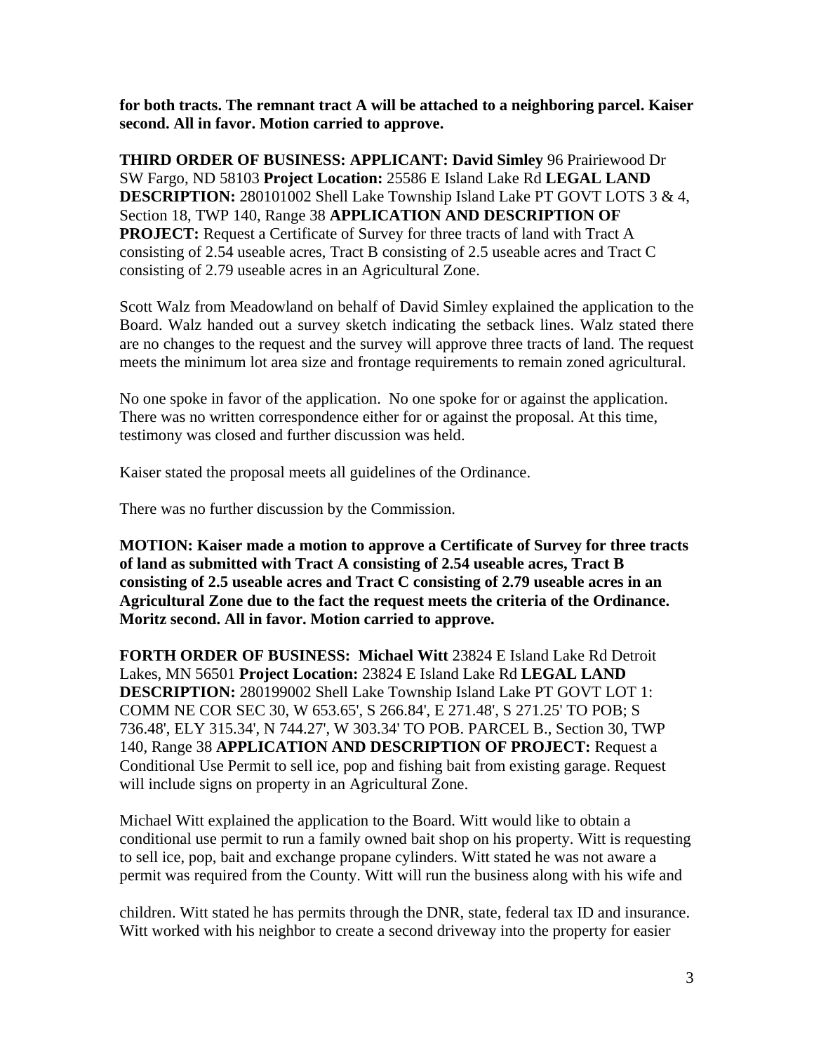**for both tracts. The remnant tract A will be attached to a neighboring parcel. Kaiser second. All in favor. Motion carried to approve.**

**THIRD ORDER OF BUSINESS: APPLICANT: David Simley** 96 Prairiewood Dr SW Fargo, ND 58103 **Project Location:** 25586 E Island Lake Rd **LEGAL LAND DESCRIPTION:** 280101002 Shell Lake Township Island Lake PT GOVT LOTS 3 & 4, Section 18, TWP 140, Range 38 **APPLICATION AND DESCRIPTION OF PROJECT:** Request a Certificate of Survey for three tracts of land with Tract A consisting of 2.54 useable acres, Tract B consisting of 2.5 useable acres and Tract C consisting of 2.79 useable acres in an Agricultural Zone.

Scott Walz from Meadowland on behalf of David Simley explained the application to the Board. Walz handed out a survey sketch indicating the setback lines. Walz stated there are no changes to the request and the survey will approve three tracts of land. The request meets the minimum lot area size and frontage requirements to remain zoned agricultural.

No one spoke in favor of the application. No one spoke for or against the application. There was no written correspondence either for or against the proposal. At this time, testimony was closed and further discussion was held.

Kaiser stated the proposal meets all guidelines of the Ordinance.

There was no further discussion by the Commission.

**MOTION: Kaiser made a motion to approve a Certificate of Survey for three tracts of land as submitted with Tract A consisting of 2.54 useable acres, Tract B consisting of 2.5 useable acres and Tract C consisting of 2.79 useable acres in an Agricultural Zone due to the fact the request meets the criteria of the Ordinance. Moritz second. All in favor. Motion carried to approve.**

**FORTH ORDER OF BUSINESS: Michael Witt** 23824 E Island Lake Rd Detroit Lakes, MN 56501 **Project Location:** 23824 E Island Lake Rd **LEGAL LAND DESCRIPTION:** 280199002 Shell Lake Township Island Lake PT GOVT LOT 1: COMM NE COR SEC 30, W 653.65', S 266.84', E 271.48', S 271.25' TO POB; S 736.48', ELY 315.34', N 744.27', W 303.34' TO POB. PARCEL B., Section 30, TWP 140, Range 38 **APPLICATION AND DESCRIPTION OF PROJECT:** Request a Conditional Use Permit to sell ice, pop and fishing bait from existing garage. Request will include signs on property in an Agricultural Zone.

Michael Witt explained the application to the Board. Witt would like to obtain a conditional use permit to run a family owned bait shop on his property. Witt is requesting to sell ice, pop, bait and exchange propane cylinders. Witt stated he was not aware a permit was required from the County. Witt will run the business along with his wife and children. Witt stated he has permits through the DNR, state, federal tax ID and insurance. Witt worked with his neighbor to create a second driveway into the property for easier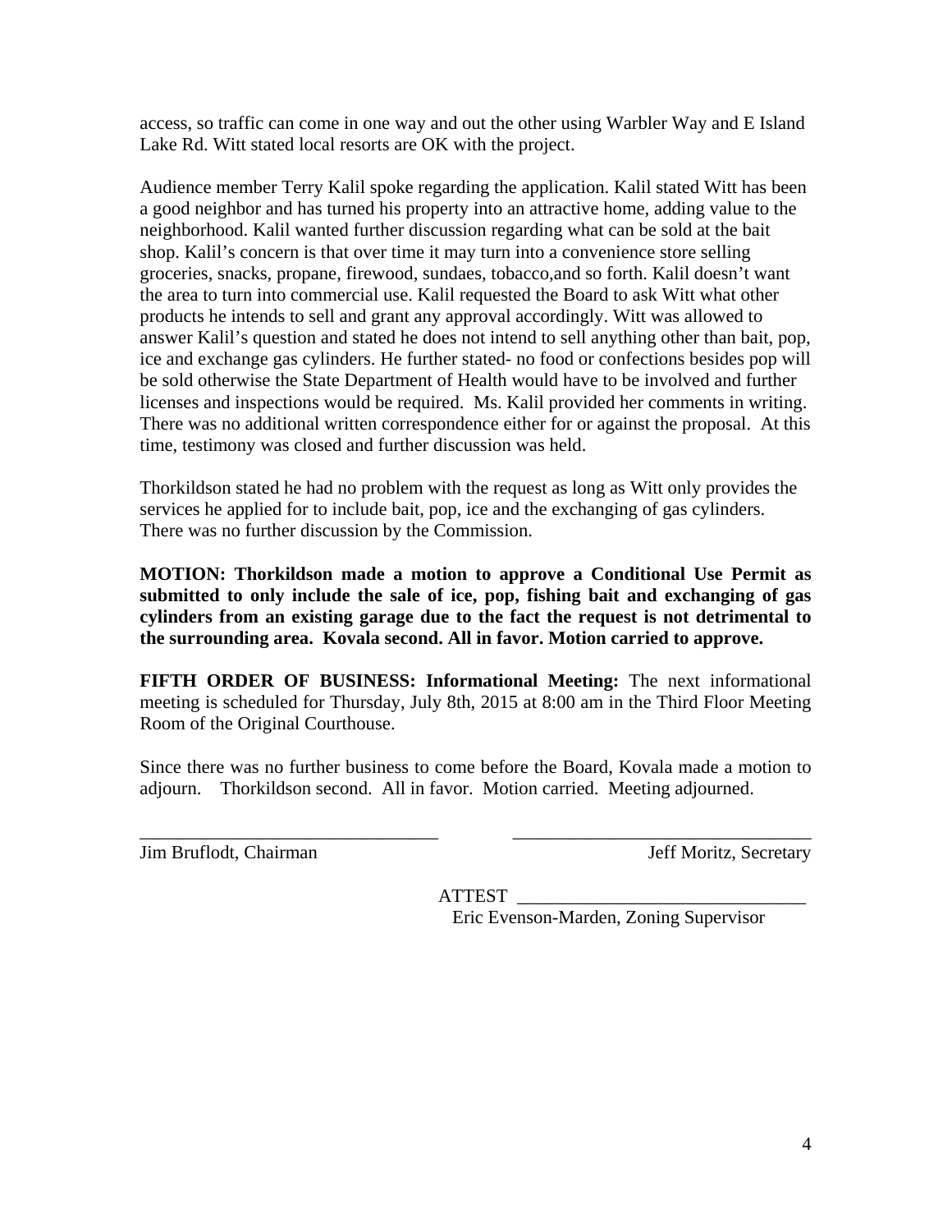access, so traffic can come in one way and out the other using Warbler Way and E Island Lake Rd. Witt stated local resorts are OK with the project.

Audience member Terry Kalil spoke regarding the application. Kalil stated Witt has been a good neighbor and has turned his property into an attractive home, adding value to the neighborhood. Kalil wanted further discussion regarding what can be sold at the bait shop. Kalil's concern is that over time it may turn into a convenience store selling groceries, snacks, propane, firewood, sundaes, tobacco,and so forth. Kalil doesn't want the area to turn into commercial use. Kalil requested the Board to ask Witt what other products he intends to sell and grant any approval accordingly. Witt was allowed to answer Kalil's question and stated he does not intend to sell anything other than bait, pop, ice and exchange gas cylinders. He further stated- no food or confections besides pop will be sold otherwise the State Department of Health would have to be involved and further licenses and inspections would be required. Ms. Kalil provided her comments in writing. There was no additional written correspondence either for or against the proposal. At this time, testimony was closed and further discussion was held.

Thorkildson stated he had no problem with the request as long as Witt only provides the services he applied for to include bait, pop, ice and the exchanging of gas cylinders. There was no further discussion by the Commission.

**MOTION: Thorkildson made a motion to approve a Conditional Use Permit as submitted to only include the sale of ice, pop, fishing bait and exchanging of gas cylinders from an existing garage due to the fact the request is not detrimental to the surrounding area. Kovala second. All in favor. Motion carried to approve.**

**FIFTH ORDER OF BUSINESS: Informational Meeting:** The next informational meeting is scheduled for Thursday, July 8th, 2015 at 8:00 am in the Third Floor Meeting Room of the Original Courthouse.

Since there was no further business to come before the Board, Kovala made a motion to adjourn. Thorkildson second. All in favor. Motion carried. Meeting adjourned.

\_\_\_\_\_\_\_\_\_\_\_\_\_\_\_\_\_\_\_\_\_\_\_\_\_\_\_\_\_\_\_\_ \_\_\_\_\_\_\_\_\_\_\_\_\_\_\_\_\_\_\_\_\_\_\_\_\_\_\_\_\_\_\_\_

Jim Bruflodt, Chairman Jeff Moritz, Secretary

ATTEST \_\_\_\_\_\_\_\_\_\_\_\_\_\_\_\_\_\_\_\_\_\_\_\_\_\_\_\_\_\_\_\_

Eric Evenson-Marden, Zoning Supervisor